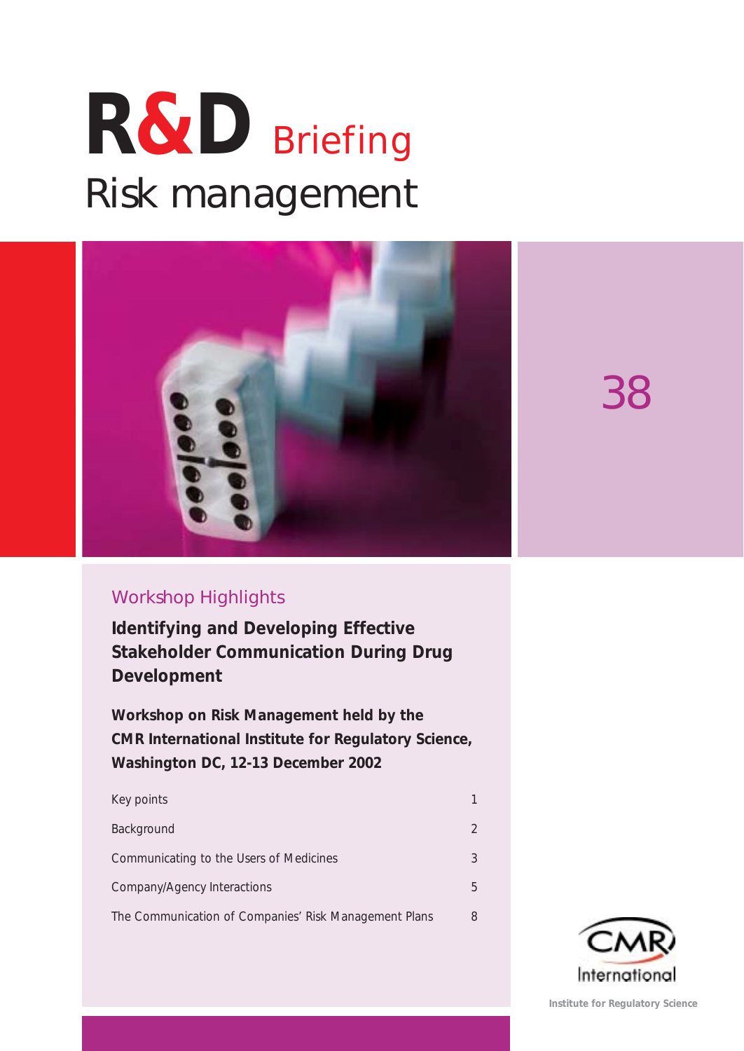# R&D Briefing

## Risk management

38

### Workshop Highlights

**Identifying and Developing Effective Stakeholder Communication During Drug Development**

**Workshop on Risk Management held by the CMR International Institute for Regulatory Science, Washington DC, 12-13 December 2002**

| | |
|---|---|
| Key points | 1 |
| Background | 2 |
| Communicating to the Users of Medicines | 3 |
| Company/Agency Interactions | 5 |
| The Communication of Companies' Risk Management Plans | 8 |

CMR International

Institute for Regulatory Science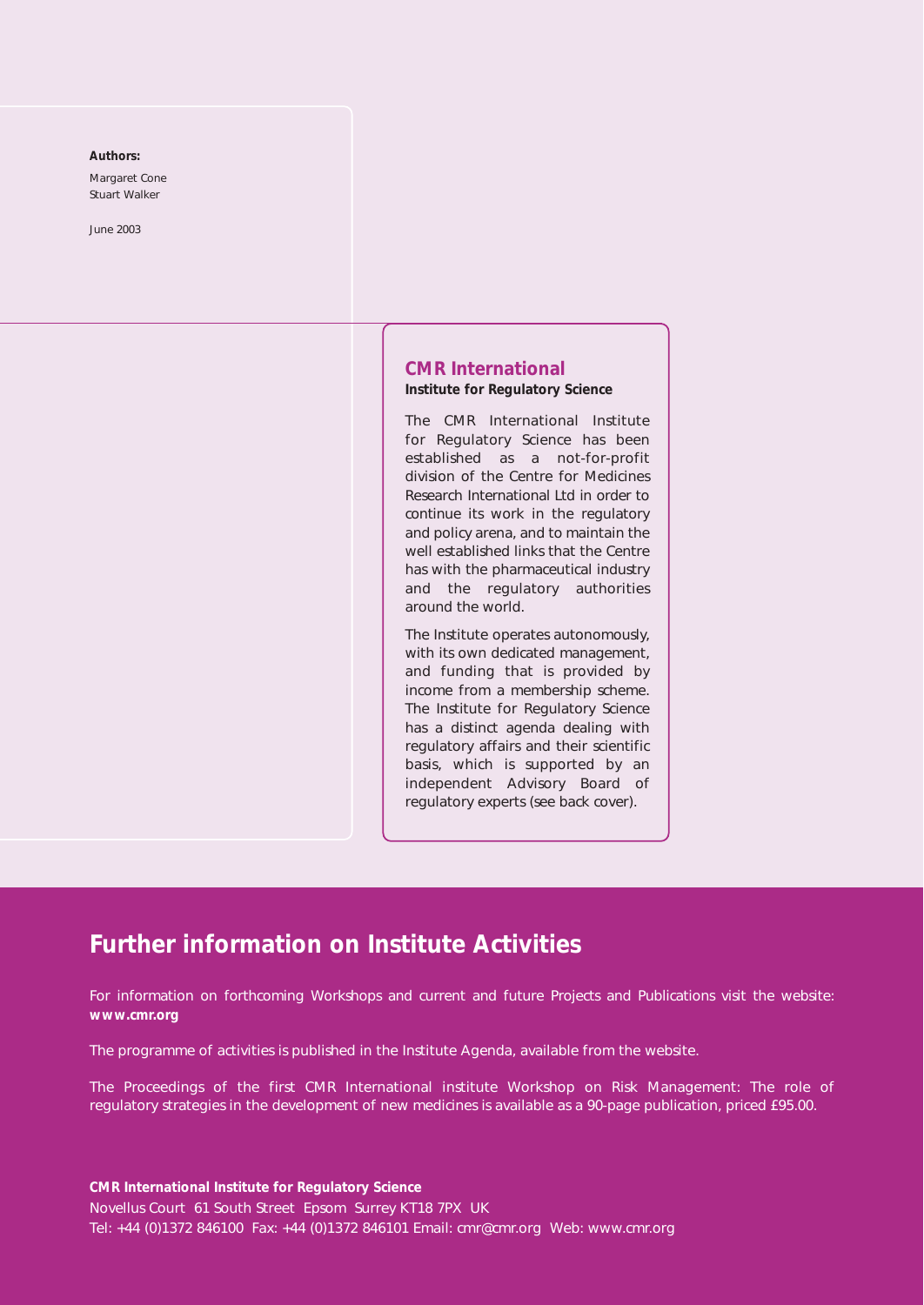**Authors:**

Margaret Cone
Stuart Walker

June 2003

## CMR International

**Institute for Regulatory Science**

The CMR International Institute for Regulatory Science has been established as a not-for-profit division of the Centre for Medicines Research International Ltd in order to continue its work in the regulatory and policy arena, and to maintain the well established links that the Centre has with the pharmaceutical industry and the regulatory authorities around the world.

The Institute operates autonomously, with its own dedicated management, and funding that is provided by income from a membership scheme. The Institute for Regulatory Science has a distinct agenda dealing with regulatory affairs and their scientific basis, which is supported by an independent Advisory Board of regulatory experts (see back cover).

# Further information on Institute Activities

For information on forthcoming Workshops and current and future Projects and Publications visit the website: **www.cmr.org**

The programme of activities is published in the Institute Agenda, available from the website.

The Proceedings of the first CMR International institute Workshop on Risk Management: The role of regulatory strategies in the development of new medicines is available as a 90-page publication, priced £95.00.

**CMR International Institute for Regulatory Science**
Novellus Court 61 South Street Epsom Surrey KT18 7PX UK
Tel: +44 (0)1372 846100 Fax: +44 (0)1372 846101 Email: cmr@cmr.org Web: www.cmr.org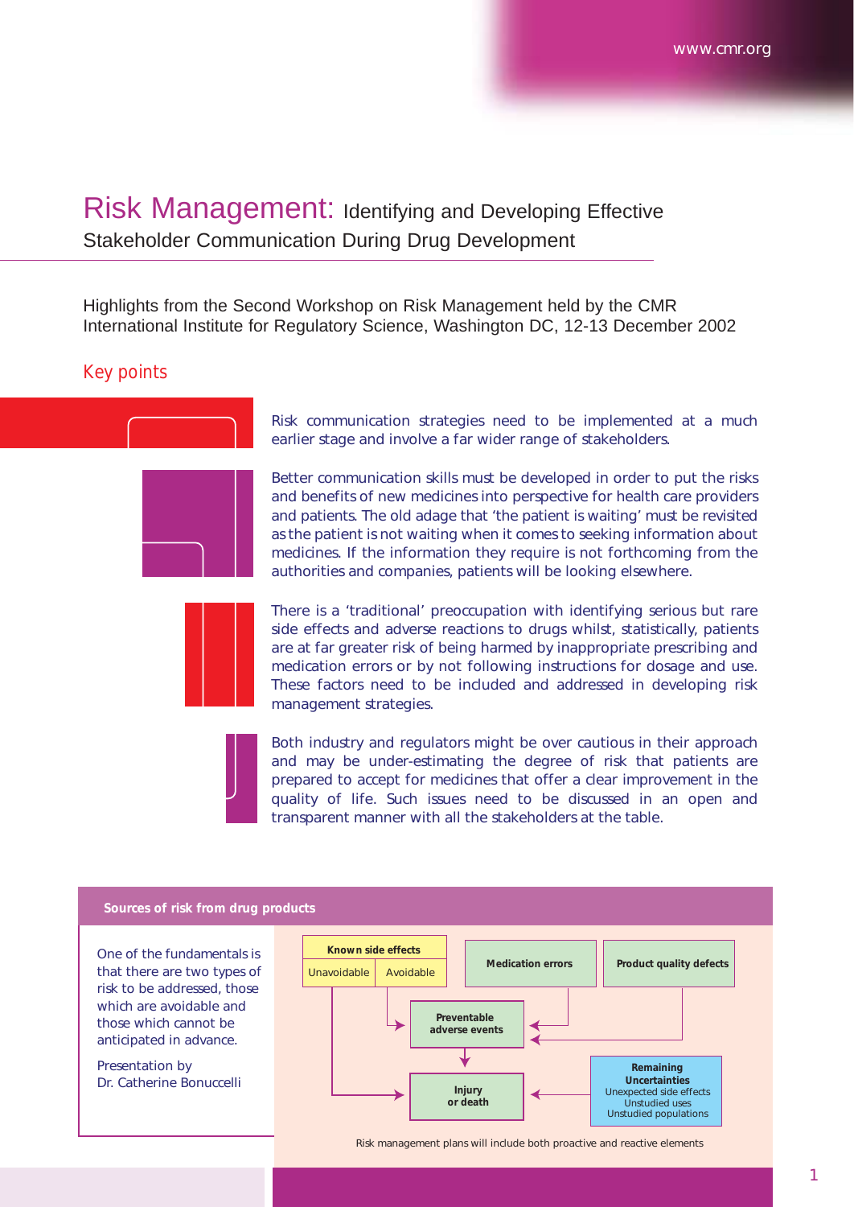# Risk Management: Identifying and Developing Effective Stakeholder Communication During Drug Development

Highlights from the Second Workshop on Risk Management held by the CMR International Institute for Regulatory Science, Washington DC, 12-13 December 2002

## Key points

Risk communication strategies need to be implemented at a much earlier stage and involve a far wider range of stakeholders.

Better communication skills must be developed in order to put the risks and benefits of new medicines into perspective for health care providers and patients. The old adage that 'the patient is waiting' must be revisited as the patient is not waiting when it comes to seeking information about medicines. If the information they require is not forthcoming from the authorities and companies, patients will be looking elsewhere.

There is a 'traditional' preoccupation with identifying serious but rare side effects and adverse reactions to drugs whilst, statistically, patients are at far greater risk of being harmed by inappropriate prescribing and medication errors or by not following instructions for dosage and use. These factors need to be included and addressed in developing risk management strategies.

Both industry and regulators might be over cautious in their approach and may be under-estimating the degree of risk that patients are prepared to accept for medicines that offer a clear improvement in the quality of life. Such issues need to be discussed in an open and transparent manner with all the stakeholders at the table.

### Sources of risk from drug products

One of the fundamentals is that there are two types of risk to be addressed, those which are avoidable and those which cannot be anticipated in advance.

Presentation by Dr. Catherine Bonuccelli

- **Known side effects**
  - Unavoidable → Injury or death
  - Avoidable → Preventable adverse events
- **Medication errors** → Preventable adverse events
- **Product quality defects** → Preventable adverse events
- **Preventable adverse events** → Injury or death
- **Remaining Uncertainties** (Unexpected side effects, Unstudied uses, Unstudied populations) → Injury or death

Risk management plans will include both proactive and reactive elements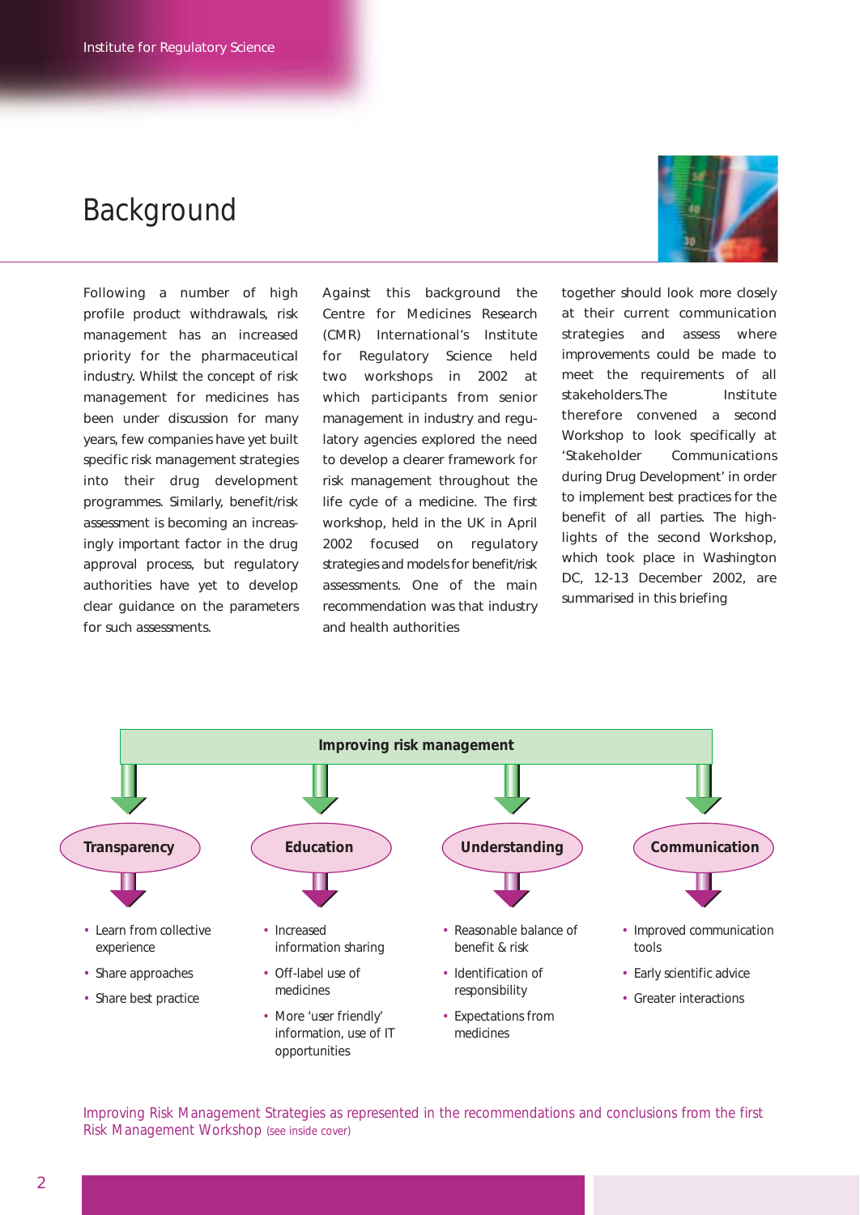# Background

Following a number of high profile product withdrawals, risk management has an increased priority for the pharmaceutical industry. Whilst the concept of risk management for medicines has been under discussion for many years, few companies have yet built specific risk management strategies into their drug development programmes. Similarly, benefit/risk assessment is becoming an increasingly important factor in the drug approval process, but regulatory authorities have yet to develop clear guidance on the parameters for such assessments.

Against this background the Centre for Medicines Research (CMR) International's Institute for Regulatory Science held two workshops in 2002 at which participants from senior management in industry and regulatory agencies explored the need to develop a clearer framework for risk management throughout the life cycle of a medicine. The first workshop, held in the UK in April 2002 focused on regulatory strategies and models for benefit/risk assessments. One of the main recommendation was that industry and health authorities together should look more closely at their current communication strategies and assess where improvements could be made to meet the requirements of all stakeholders.The Institute therefore convened a second Workshop to look specifically at 'Stakeholder Communications during Drug Development' in order to implement best practices for the benefit of all parties. The highlights of the second Workshop, which took place in Washington DC, 12-13 December 2002, are summarised in this briefing

**Improving risk management**

**Transparency**
- Learn from collective experience
- Share approaches
- Share best practice

**Education**
- Increased information sharing
- Off-label use of medicines
- More 'user friendly' information, use of IT opportunities

**Understanding**
- Reasonable balance of benefit & risk
- Identification of responsibility
- Expectations from medicines

**Communication**
- Improved communication tools
- Early scientific advice
- Greater interactions

Improving Risk Management Strategies as represented in the recommendations and conclusions from the first Risk Management Workshop (see inside cover)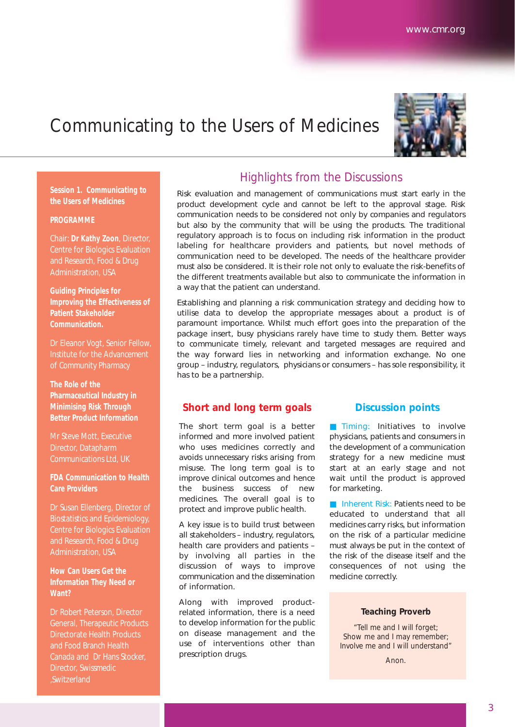# Communicating to the Users of Medicines

**Session 1. Communicating to the Users of Medicines**

**PROGRAMME**

Chair: **Dr Kathy Zoon**, Director, Centre for Biologics Evaluation and Research, Food & Drug Administration, USA

**Guiding Principles for Improving the Effectiveness of Patient Stakeholder Communication.**

Dr Eleanor Vogt, Senior Fellow, Institute for the Advancement of Community Pharmacy

**The Role of the Pharmaceutical Industry in Minimising Risk Through Better Product Information**

Mr Steve Mott, Executive Director, Datapharm Communications Ltd, UK

**FDA Communication to Health Care Providers**

Dr Susan Ellenberg, Director of Biostatistics and Epidemiology, Centre for Biologics Evaluation and Research, Food & Drug Administration, USA

**How Can Users Get the Information They Need or Want?**

Dr Robert Peterson, Director General, Therapeutic Products Directorate Health Products and Food Branch Health Canada and Dr Hans Stocker, Director, Swissmedic ,Switzerland

## Highlights from the Discussions

Risk evaluation and management of communications must start early in the product development cycle and cannot be left to the approval stage. Risk communication needs to be considered not only by companies and regulators but also by the community that will be using the products. The traditional regulatory approach is to focus on including risk information in the product labeling for healthcare providers and patients, but novel methods of communication need to be developed. The needs of the healthcare provider must also be considered. It is their role not only to evaluate the risk-benefits of the different treatments available but also to communicate the information in a way that the patient can understand.

Establishing and planning a risk communication strategy and deciding how to utilise data to develop the appropriate messages about a product is of paramount importance. Whilst much effort goes into the preparation of the package insert, busy physicians rarely have time to study them. Better ways to communicate timely, relevant and targeted messages are required and the way forward lies in networking and information exchange. No one group – industry, regulators, physicians or consumers – has sole responsibility, it has to be a partnership.

### Short and long term goals

The short term goal is a better informed and more involved patient who uses medicines correctly and avoids unnecessary risks arising from misuse. The long term goal is to improve clinical outcomes and hence the business success of new medicines. The overall goal is to protect and improve public health.

A key issue is to build trust between all stakeholders – industry, regulators, health care providers and patients – by involving all parties in the discussion of ways to improve communication and the dissemination of information.

Along with improved product-related information, there is a need to develop information for the public on disease management and the use of interventions other than prescription drugs.

### Discussion points

- Timing: Initiatives to involve physicians, patients and consumers in the development of a communication strategy for a new medicine must start at an early stage and not wait until the product is approved for marketing.

- Inherent Risk: Patients need to be educated to understand that all medicines carry risks, but information on the risk of a particular medicine must always be put in the context of the risk of the disease itself and the consequences of not using the medicine correctly.

**Teaching Proverb**

"Tell me and I will forget;
Show me and I may remember;
Involve me and I will understand"

Anon.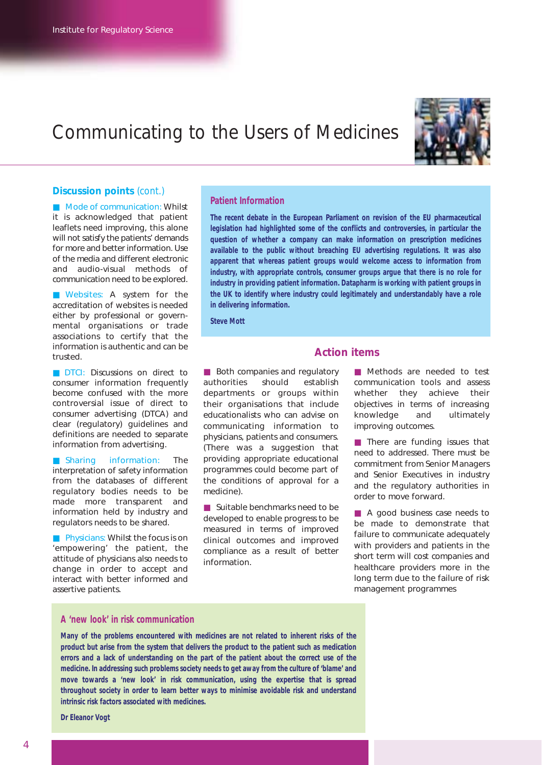# Communicating to the Users of Medicines

## Discussion points (cont.)

**Mode of communication:** Whilst it is acknowledged that patient leaflets need improving, this alone will not satisfy the patients' demands for more and better information. Use of the media and different electronic and audio-visual methods of communication need to be explored.

**Websites:** A system for the accreditation of websites is needed either by professional or governmental organisations or trade associations to certify that the information is authentic and can be trusted.

**DTCI:** Discussions on direct to consumer information frequently become confused with the more controversial issue of direct to consumer advertising (DTCA) and clear (regulatory) guidelines and definitions are needed to separate information from advertising.

**Sharing information:** The interpretation of safety information from the databases of different regulatory bodies needs to be made more transparent and information held by industry and regulators needs to be shared.

**Physicians:** Whilst the focus is on 'empowering' the patient, the attitude of physicians also needs to change in order to accept and interact with better informed and assertive patients.

### Patient Information

**The recent debate in the European Parliament on revision of the EU pharmaceutical legislation had highlighted some of the conflicts and controversies, in particular the question of whether a company can make information on prescription medicines available to the public without breaching EU advertising regulations. It was also apparent that whereas patient groups would welcome access to information from industry, with appropriate controls, consumer groups argue that there is no role for industry in providing patient information. Datapharm is working with patient groups in the UK to identify where industry could legitimately and understandably have a role in delivering information.**

**Steve Mott**

## Action items

- Both companies and regulatory authorities should establish departments or groups within their organisations that include educationalists who can advise on communicating information to physicians, patients and consumers. (There was a suggestion that providing appropriate educational programmes could become part of the conditions of approval for a medicine).
- Suitable benchmarks need to be developed to enable progress to be measured in terms of improved clinical outcomes and improved compliance as a result of better information.
- Methods are needed to test communication tools and assess whether they achieve their objectives in terms of increasing knowledge and ultimately improving outcomes.
- There are funding issues that need to addressed. There must be commitment from Senior Managers and Senior Executives in industry and the regulatory authorities in order to move forward.
- A good business case needs to be made to demonstrate that failure to communicate adequately with providers and patients in the short term will cost companies and healthcare providers more in the long term due to the failure of risk management programmes

### A 'new look' in risk communication

**Many of the problems encountered with medicines are not related to inherent risks of the product but arise from the system that delivers the product to the patient such as medication errors and a lack of understanding on the part of the patient about the correct use of the medicine. In addressing such problems society needs to get away from the culture of 'blame' and move towards a 'new look' in risk communication, using the expertise that is spread throughout society in order to learn better ways to minimise avoidable risk and understand intrinsic risk factors associated with medicines.**

**Dr Eleanor Vogt**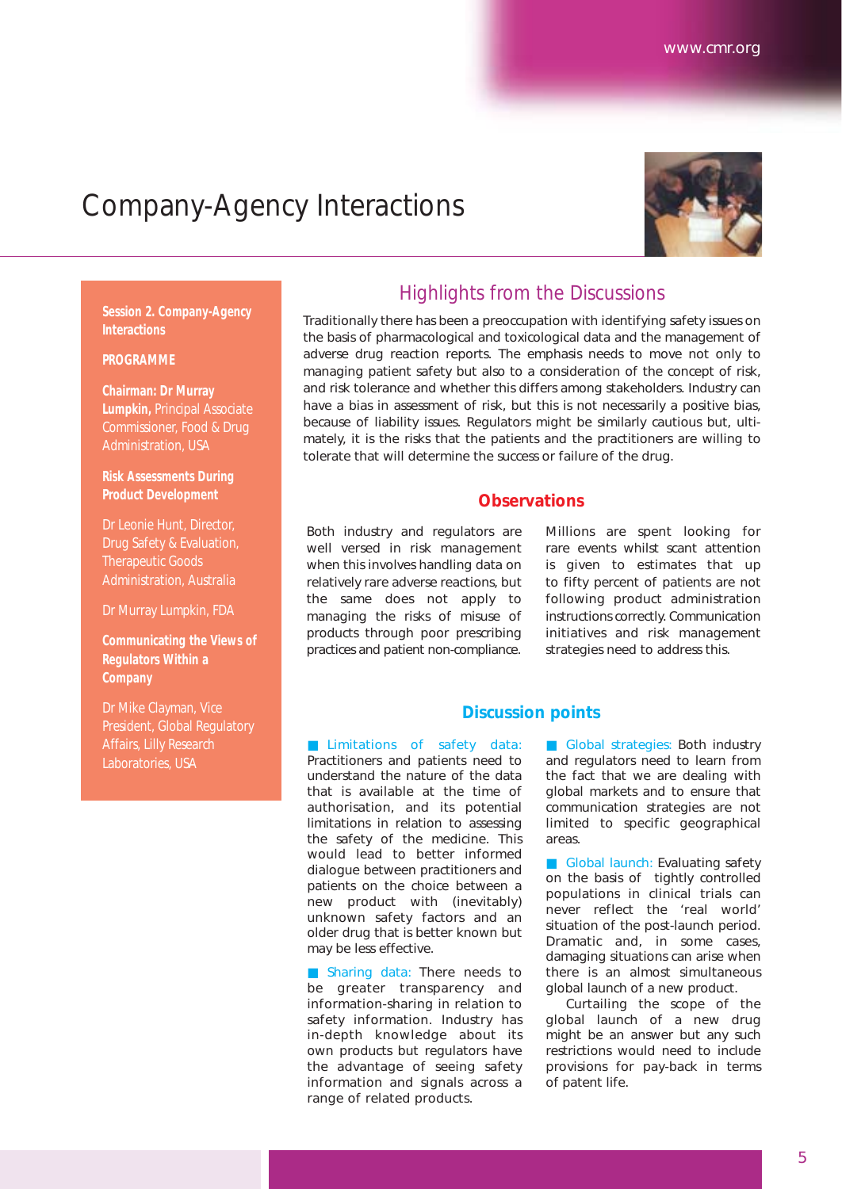# Company-Agency Interactions

**Session 2. Company-Agency Interactions**

**PROGRAMME**

**Chairman: Dr Murray Lumpkin,** Principal Associate Commissioner, Food & Drug Administration, USA

**Risk Assessments During Product Development**

Dr Leonie Hunt, Director, Drug Safety & Evaluation, Therapeutic Goods Administration, Australia

Dr Murray Lumpkin, FDA

**Communicating the Views of Regulators Within a Company**

Dr Mike Clayman, Vice President, Global Regulatory Affairs, Lilly Research Laboratories, USA

## Highlights from the Discussions

Traditionally there has been a preoccupation with identifying safety issues on the basis of pharmacological and toxicological data and the management of adverse drug reaction reports. The emphasis needs to move not only to managing patient safety but also to a consideration of the concept of risk, and risk tolerance and whether this differs among stakeholders. Industry can have a bias in assessment of risk, but this is not necessarily a positive bias, because of liability issues. Regulators might be similarly cautious but, ultimately, it is the risks that the patients and the practitioners are willing to tolerate that will determine the success or failure of the drug.

### Observations

Both industry and regulators are well versed in risk management when this involves handling data on relatively rare adverse reactions, but the same does not apply to managing the risks of misuse of products through poor prescribing practices and patient non-compliance.

Millions are spent looking for rare events whilst scant attention is given to estimates that up to fifty percent of patients are not following product administration instructions correctly. Communication initiatives and risk management strategies need to address this.

### Discussion points

■ Limitations of safety data: Practitioners and patients need to understand the nature of the data that is available at the time of authorisation, and its potential limitations in relation to assessing the safety of the medicine. This would lead to better informed dialogue between practitioners and patients on the choice between a new product with (inevitably) unknown safety factors and an older drug that is better known but may be less effective.

■ Sharing data: There needs to be greater transparency and information-sharing in relation to safety information. Industry has in-depth knowledge about its own products but regulators have the advantage of seeing safety information and signals across a range of related products.

■ Global strategies: Both industry and regulators need to learn from the fact that we are dealing with global markets and to ensure that communication strategies are not limited to specific geographical areas.

■ Global launch: Evaluating safety on the basis of tightly controlled populations in clinical trials can never reflect the 'real world' situation of the post-launch period. Dramatic and, in some cases, damaging situations can arise when there is an almost simultaneous global launch of a new product.

Curtailing the scope of the global launch of a new drug might be an answer but any such restrictions would need to include provisions for pay-back in terms of patent life.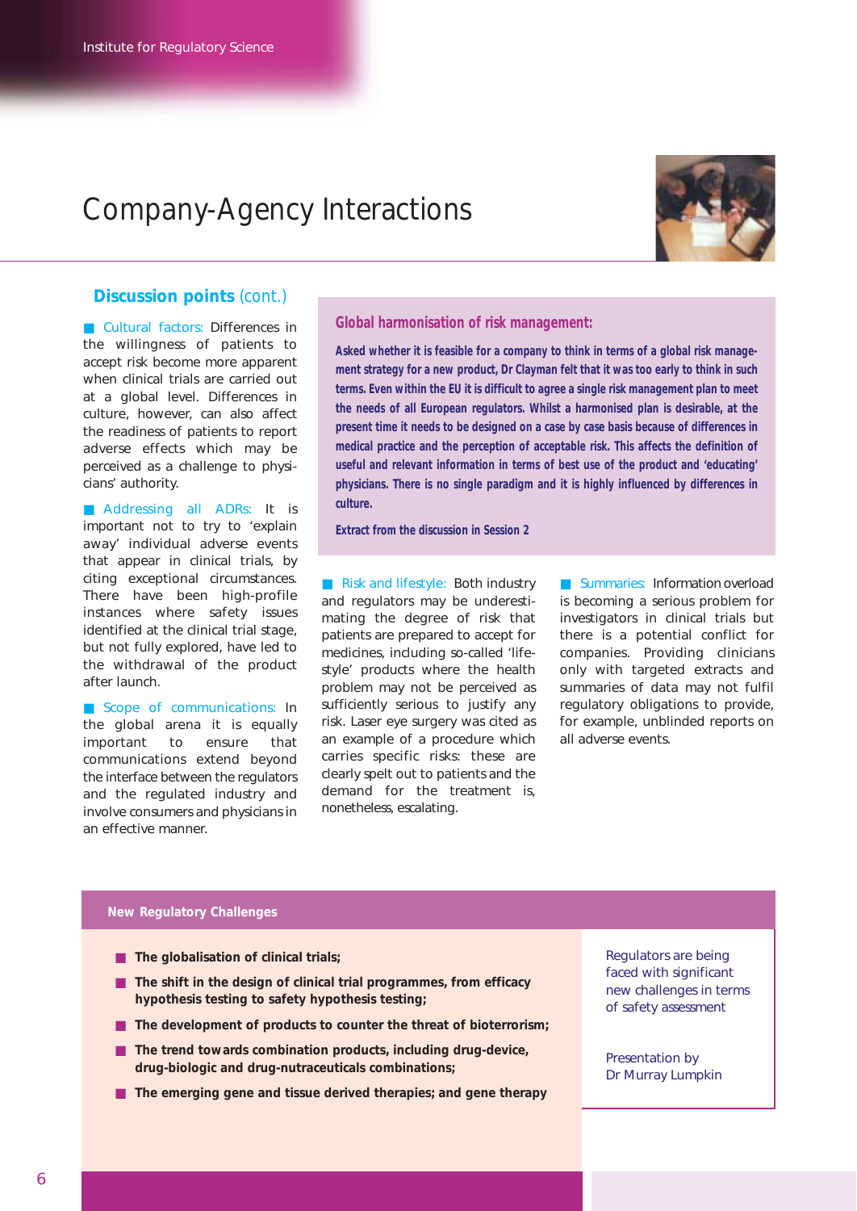# Company-Agency Interactions

## Discussion points (cont.)

**Cultural factors:** Differences in the willingness of patients to accept risk become more apparent when clinical trials are carried out at a global level. Differences in culture, however, can also affect the readiness of patients to report adverse effects which may be perceived as a challenge to physicians' authority.

**Addressing all ADRs:** It is important not to try to 'explain away' individual adverse events that appear in clinical trials, by citing exceptional circumstances. There have been high-profile instances where safety issues identified at the clinical trial stage, but not fully explored, have led to the withdrawal of the product after launch.

**Scope of communications:** In the global arena it is equally important to ensure that communications extend beyond the interface between the regulators and the regulated industry and involve consumers and physicians in an effective manner.

### Global harmonisation of risk management:

**Asked whether it is feasible for a company to think in terms of a global risk management strategy for a new product, Dr Clayman felt that it was too early to think in such terms. Even within the EU it is difficult to agree a single risk management plan to meet the needs of all European regulators. Whilst a harmonised plan is desirable, at the present time it needs to be designed on a case by case basis because of differences in medical practice and the perception of acceptable risk. This affects the definition of useful and relevant information in terms of best use of the product and 'educating' physicians. There is no single paradigm and it is highly influenced by differences in culture.**

**Extract from the discussion in Session 2**

**Risk and lifestyle:** Both industry and regulators may be underestimating the degree of risk that patients are prepared to accept for medicines, including so-called 'lifestyle' products where the health problem may not be perceived as sufficiently serious to justify any risk. Laser eye surgery was cited as an example of a procedure which carries specific risks: these are clearly spelt out to patients and the demand for the treatment is, nonetheless, escalating.

**Summaries:** Information overload is becoming a serious problem for investigators in clinical trials but there is a potential conflict for companies. Providing clinicians only with targeted extracts and summaries of data may not fulfil regulatory obligations to provide, for example, unblinded reports on all adverse events.

### New Regulatory Challenges

- **The globalisation of clinical trials;**
- **The shift in the design of clinical trial programmes, from efficacy hypothesis testing to safety hypothesis testing;**
- **The development of products to counter the threat of bioterrorism;**
- **The trend towards combination products, including drug-device, drug-biologic and drug-nutraceuticals combinations;**
- **The emerging gene and tissue derived therapies; and gene therapy**

Regulators are being faced with significant new challenges in terms of safety assessment

Presentation by Dr Murray Lumpkin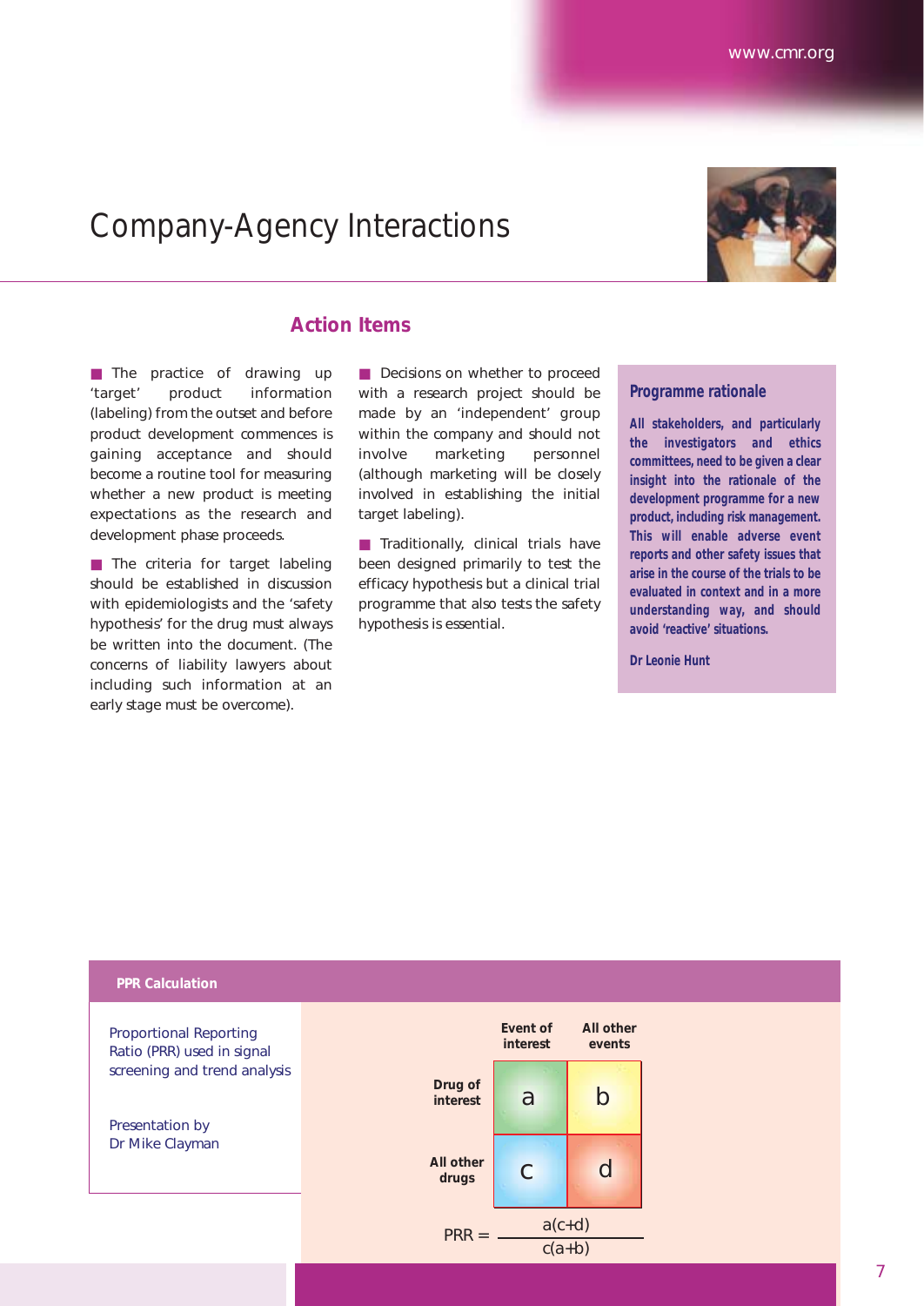# Company-Agency Interactions

## Action Items

- The practice of drawing up 'target' product information (labeling) from the outset and before product development commences is gaining acceptance and should become a routine tool for measuring whether a new product is meeting expectations as the research and development phase proceeds.

- The criteria for target labeling should be established in discussion with epidemiologists and the 'safety hypothesis' for the drug must always be written into the document. (The concerns of liability lawyers about including such information at an early stage must be overcome).

- Decisions on whether to proceed with a research project should be made by an 'independent' group within the company and should not involve marketing personnel (although marketing will be closely involved in establishing the initial target labeling).

- Traditionally, clinical trials have been designed primarily to test the efficacy hypothesis but a clinical trial programme that also tests the safety hypothesis is essential.

### Programme rationale

**All stakeholders, and particularly the investigators and ethics committees, need to be given a clear insight into the rationale of the development programme for a new product, including risk management. This will enable adverse event reports and other safety issues that arise in the course of the trials to be evaluated in context and in a more understanding way, and should avoid 'reactive' situations.**

**Dr Leonie Hunt**

### PPR Calculation

Proportional Reporting Ratio (PRR) used in signal screening and trend analysis

Presentation by Dr Mike Clayman

| | Event of interest | All other events |
|---|---|---|
| Drug of interest | a | b |
| All other drugs | c | d |

$$PRR = \frac{a(c+d)}{c(a+b)}$$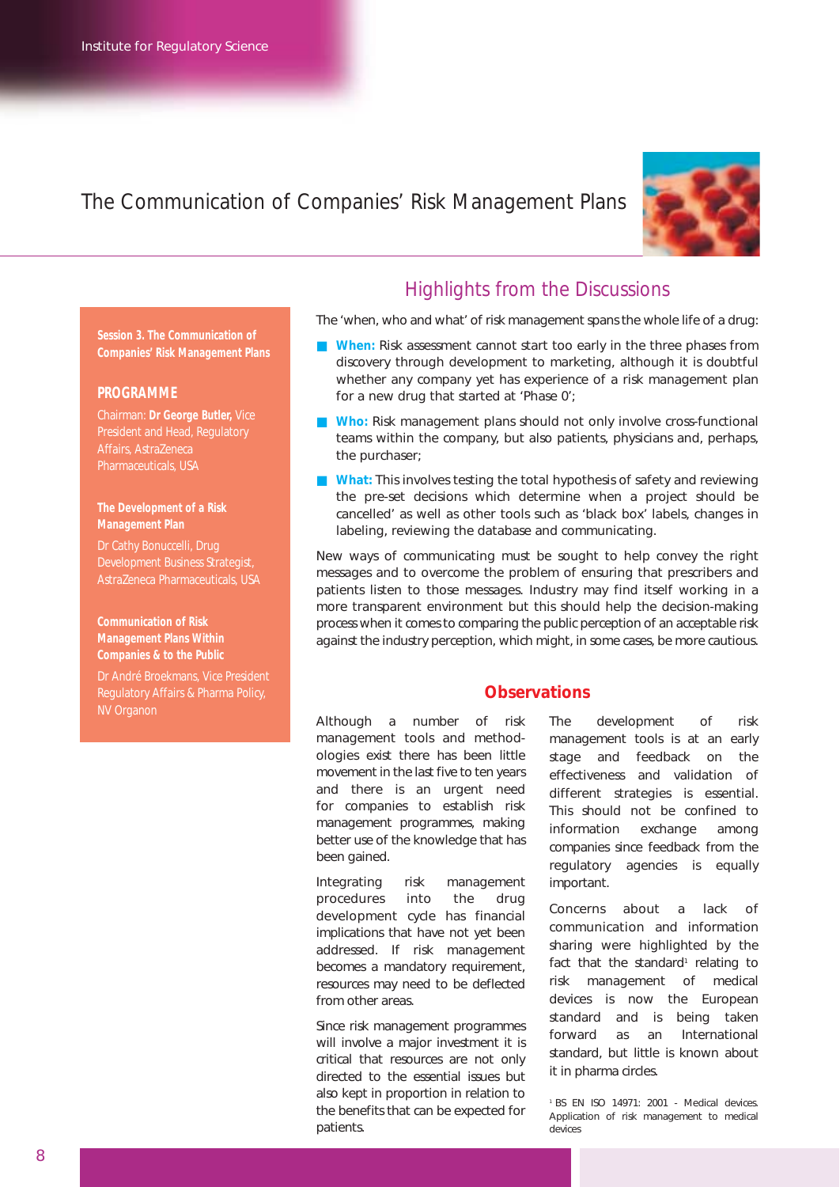# The Communication of Companies' Risk Management Plans

**Session 3. The Communication of Companies' Risk Management Plans**

**PROGRAMME**

Chairman: **Dr George Butler,** Vice President and Head, Regulatory Affairs, AstraZeneca Pharmaceuticals, USA

**The Development of a Risk Management Plan**

Dr Cathy Bonuccelli, Drug Development Business Strategist, AstraZeneca Pharmaceuticals, USA

**Communication of Risk Management Plans Within Companies & to the Public**

Dr André Broekmans, Vice President Regulatory Affairs & Pharma Policy, NV Organon

## Highlights from the Discussions

The 'when, who and what' of risk management spans the whole life of a drug:

- **When:** Risk assessment cannot start too early in the three phases from discovery through development to marketing, although it is doubtful whether any company yet has experience of a risk management plan for a new drug that started at 'Phase 0';
- **Who:** Risk management plans should not only involve cross-functional teams within the company, but also patients, physicians and, perhaps, the purchaser;
- **What:** This involves testing the total hypothesis of safety and reviewing the pre-set decisions which determine when a project should be cancelled' as well as other tools such as 'black box' labels, changes in labeling, reviewing the database and communicating.

New ways of communicating must be sought to help convey the right messages and to overcome the problem of ensuring that prescribers and patients listen to those messages. Industry may find itself working in a more transparent environment but this should help the decision-making process when it comes to comparing the public perception of an acceptable risk against the industry perception, which might, in some cases, be more cautious.

## Observations

Although a number of risk management tools and methodologies exist there has been little movement in the last five to ten years and there is an urgent need for companies to establish risk management programmes, making better use of the knowledge that has been gained.

Integrating risk management procedures into the drug development cycle has financial implications that have not yet been addressed. If risk management becomes a mandatory requirement, resources may need to be deflected from other areas.

Since risk management programmes will involve a major investment it is critical that resources are not only directed to the essential issues but also kept in proportion in relation to the benefits that can be expected for patients.

The development of risk management tools is at an early stage and feedback on the effectiveness and validation of different strategies is essential. This should not be confined to information exchange among companies since feedback from the regulatory agencies is equally important.

Concerns about a lack of communication and information sharing were highlighted by the fact that the standard[1] relating to risk management of medical devices is now the European standard and is being taken forward as an International standard, but little is known about it in pharma circles.

[1] BS EN ISO 14971: 2001 - Medical devices. Application of risk management to medical devices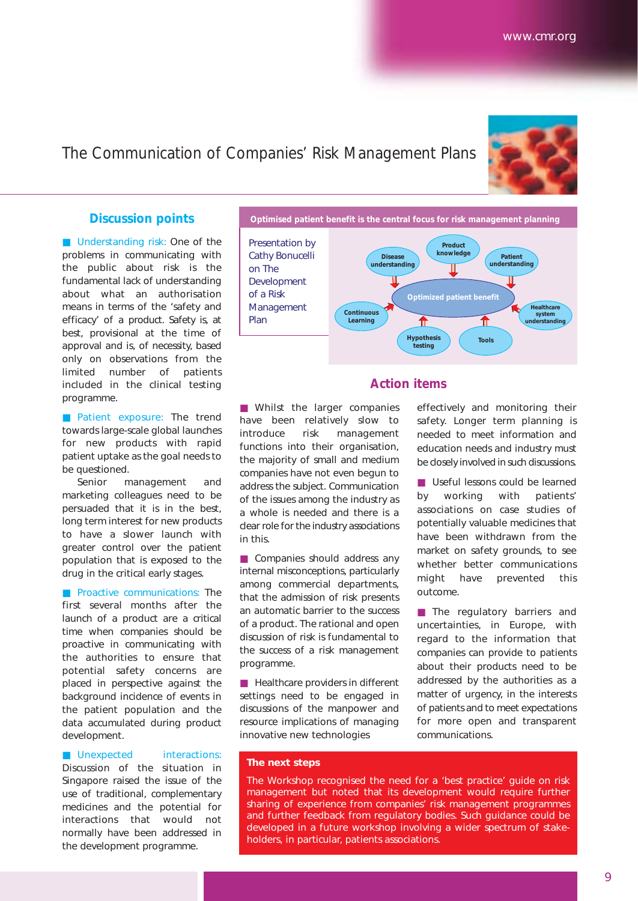# The Communication of Companies' Risk Management Plans

## Discussion points

- **Understanding risk:** One of the problems in communicating with the public about risk is the fundamental lack of understanding about what an authorisation means in terms of the 'safety and efficacy' of a product. Safety is, at best, provisional at the time of approval and is, of necessity, based only on observations from the limited number of patients included in the clinical testing programme.

- **Patient exposure:** The trend towards large-scale global launches for new products with rapid patient uptake as the goal needs to be questioned.

  Senior management and marketing colleagues need to be persuaded that it is in the best, long term interest for new products to have a slower launch with greater control over the patient population that is exposed to the drug in the critical early stages.

- **Proactive communications:** The first several months after the launch of a product are a critical time when companies should be proactive in communicating with the authorities to ensure that potential safety concerns are placed in perspective against the background incidence of events in the patient population and the data accumulated during product development.

- **Unexpected interactions:** Discussion of the situation in Singapore raised the issue of the use of traditional, complementary medicines and the potential for interactions that would not normally have been addressed in the development programme.

**Optimised patient benefit is the central focus for risk management planning**

Presentation by Cathy Bonucelli on The Development of a Risk Management Plan

Optimized patient benefit (with contributing elements: Disease understanding; Product knowledge; Patient understanding; Healthcare system understanding; Tools; Hypothesis testing; Continuous Learning)

## Action items

- Whilst the larger companies have been relatively slow to introduce risk management functions into their organisation, the majority of small and medium companies have not even begun to address the subject. Communication of the issues among the industry as a whole is needed and there is a clear role for the industry associations in this.

- Companies should address any internal misconceptions, particularly among commercial departments, that the admission of risk presents an automatic barrier to the success of a product. The rational and open discussion of risk is fundamental to the success of a risk management programme.

- Healthcare providers in different settings need to be engaged in discussions of the manpower and resource implications of managing innovative new technologies effectively and monitoring their safety. Longer term planning is needed to meet information and education needs and industry must be closely involved in such discussions.

- Useful lessons could be learned by working with patients' associations on case studies of potentially valuable medicines that have been withdrawn from the market on safety grounds, to see whether better communications might have prevented this outcome.

- The regulatory barriers and uncertainties, in Europe, with regard to the information that companies can provide to patients about their products need to be addressed by the authorities as a matter of urgency, in the interests of patients and to meet expectations for more open and transparent communications.

**The next steps**

The Workshop recognised the need for a 'best practice' guide on risk management but noted that its development would require further sharing of experience from companies' risk management programmes and further feedback from regulatory bodies. Such guidance could be developed in a future workshop involving a wider spectrum of stakeholders, in particular, patients associations.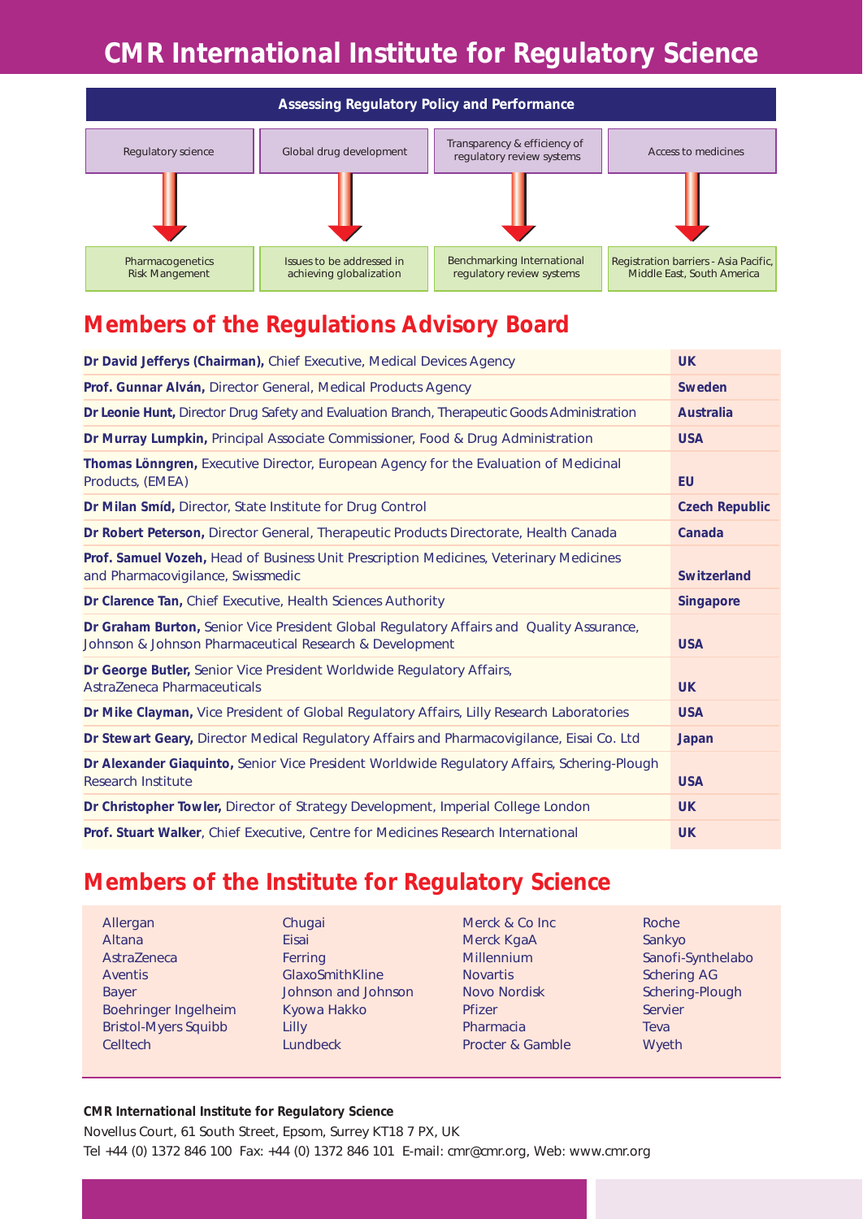# CMR International Institute for Regulatory Science

**Assessing Regulatory Policy and Performance**

| Regulatory science | Global drug development | Transparency & efficiency of regulatory review systems | Access to medicines |
|---|---|---|---|
| Pharmacogenetics Risk Mangement | Issues to be addressed in achieving globalization | Benchmarking International regulatory review systems | Registration barriers - Asia Pacific, Middle East, South America |

## Members of the Regulations Advisory Board

| | |
|---|---|
| **Dr David Jefferys (Chairman),** Chief Executive, Medical Devices Agency | **UK** |
| **Prof. Gunnar Alván,** Director General, Medical Products Agency | **Sweden** |
| **Dr Leonie Hunt,** Director Drug Safety and Evaluation Branch, Therapeutic Goods Administration | **Australia** |
| **Dr Murray Lumpkin,** Principal Associate Commissioner, Food & Drug Administration | **USA** |
| **Thomas Lönngren,** Executive Director, European Agency for the Evaluation of Medicinal Products, (EMEA) | **EU** |
| **Dr Milan Smíd,** Director, State Institute for Drug Control | **Czech Republic** |
| **Dr Robert Peterson,** Director General, Therapeutic Products Directorate, Health Canada | **Canada** |
| **Prof. Samuel Vozeh,** Head of Business Unit Prescription Medicines, Veterinary Medicines and Pharmacovigilance, Swissmedic | **Switzerland** |
| **Dr Clarence Tan,** Chief Executive, Health Sciences Authority | **Singapore** |
| **Dr Graham Burton,** Senior Vice President Global Regulatory Affairs and Quality Assurance, Johnson & Johnson Pharmaceutical Research & Development | **USA** |
| **Dr George Butler,** Senior Vice President Worldwide Regulatory Affairs, AstraZeneca Pharmaceuticals | **UK** |
| **Dr Mike Clayman,** Vice President of Global Regulatory Affairs, Lilly Research Laboratories | **USA** |
| **Dr Stewart Geary,** Director Medical Regulatory Affairs and Pharmacovigilance, Eisai Co. Ltd | **Japan** |
| **Dr Alexander Giaquinto,** Senior Vice President Worldwide Regulatory Affairs, Schering-Plough Research Institute | **USA** |
| **Dr Christopher Towler,** Director of Strategy Development, Imperial College London | **UK** |
| **Prof. Stuart Walker**, Chief Executive, Centre for Medicines Research International | **UK** |

## Members of the Institute for Regulatory Science

Allergan
Altana
AstraZeneca
Aventis
Bayer
Boehringer Ingelheim
Bristol-Myers Squibb
Celltech
Chugai
Eisai
Ferring
GlaxoSmithKline
Johnson and Johnson
Kyowa Hakko
Lilly
Lundbeck
Merck & Co Inc
Merck KgaA
Millennium
Novartis
Novo Nordisk
Pfizer
Pharmacia
Procter & Gamble
Roche
Sankyo
Sanofi-Synthelabo
Schering AG
Schering-Plough
Servier
Teva
Wyeth

**CMR International Institute for Regulatory Science**

Novellus Court, 61 South Street, Epsom, Surrey KT18 7 PX, UK

Tel +44 (0) 1372 846 100 Fax: +44 (0) 1372 846 101 E-mail: cmr@cmr.org, Web: www.cmr.org